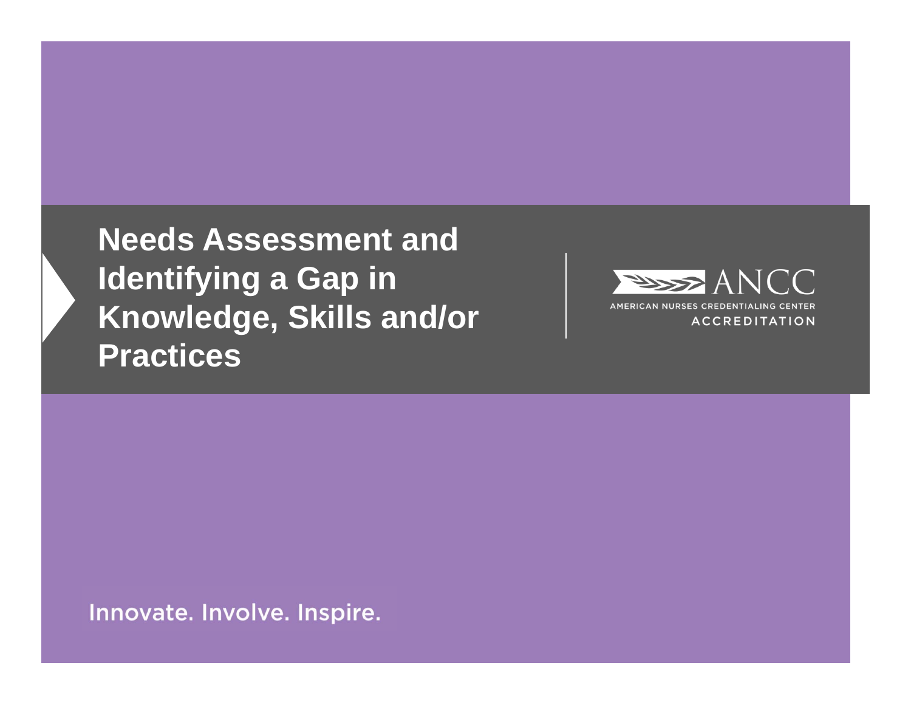# Needs Assessment and Identifying a Gap in Knowledge, Skills and/or Practices

ANCC

AMERICAN NURSES CREDENTIALING CENTER

ACCREDITATION

Innovate. Involve. Inspire.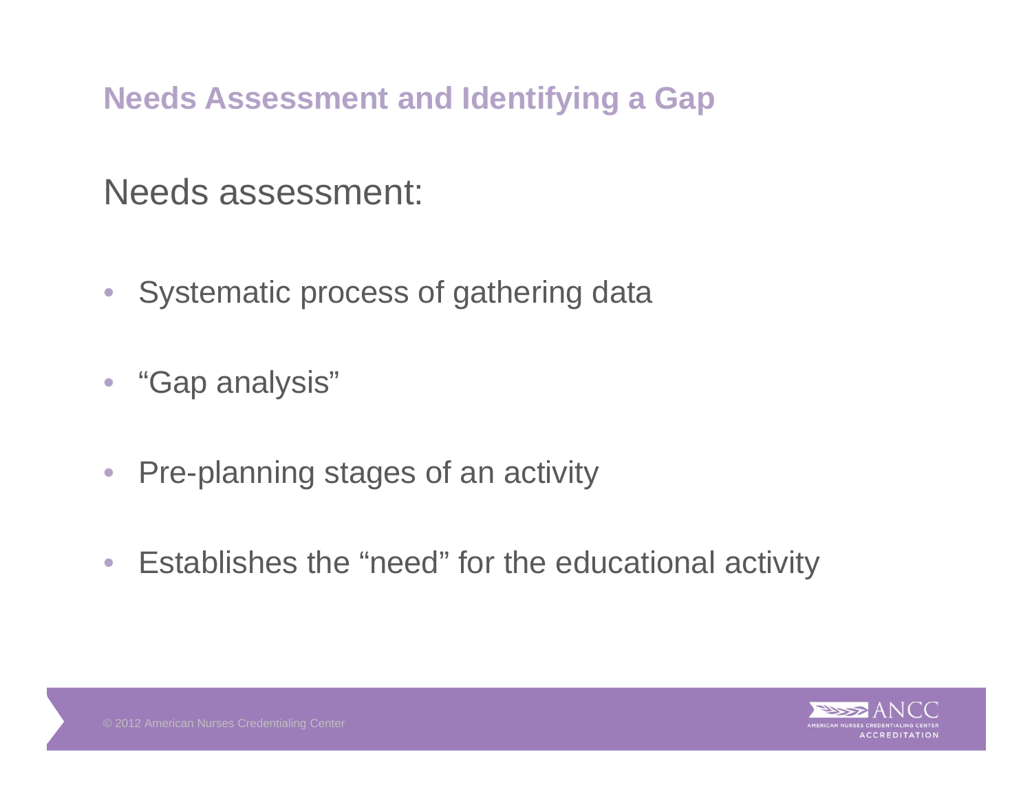## Needs Assessment and Identifying a Gap

Needs assessment:

- Systematic process of gathering data
- "Gap analysis"
- Pre-planning stages of an activity
- Establishes the "need" for the educational activity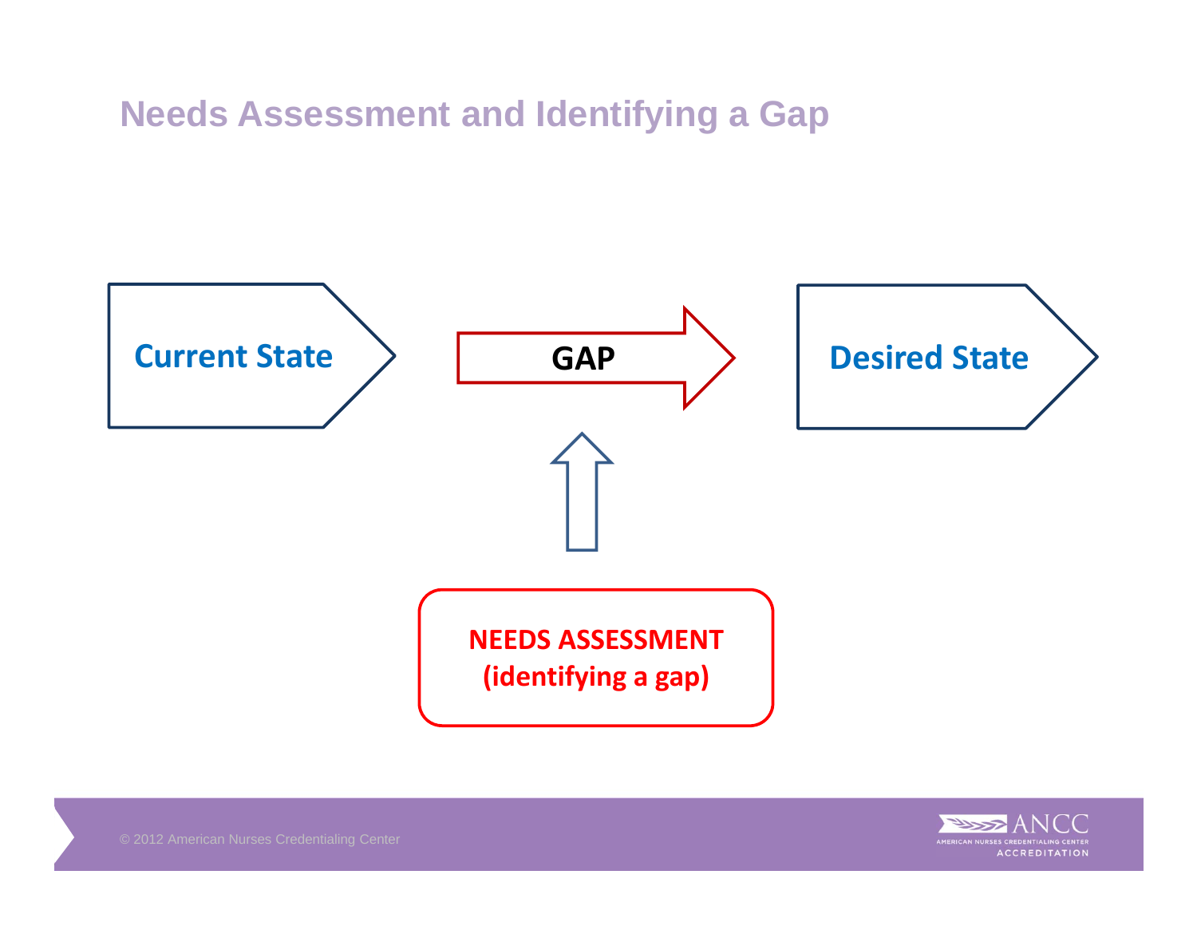# Needs Assessment and Identifying a Gap

Current State

GAP

Desired State

NEEDS ASSESSMENT
(identifying a gap)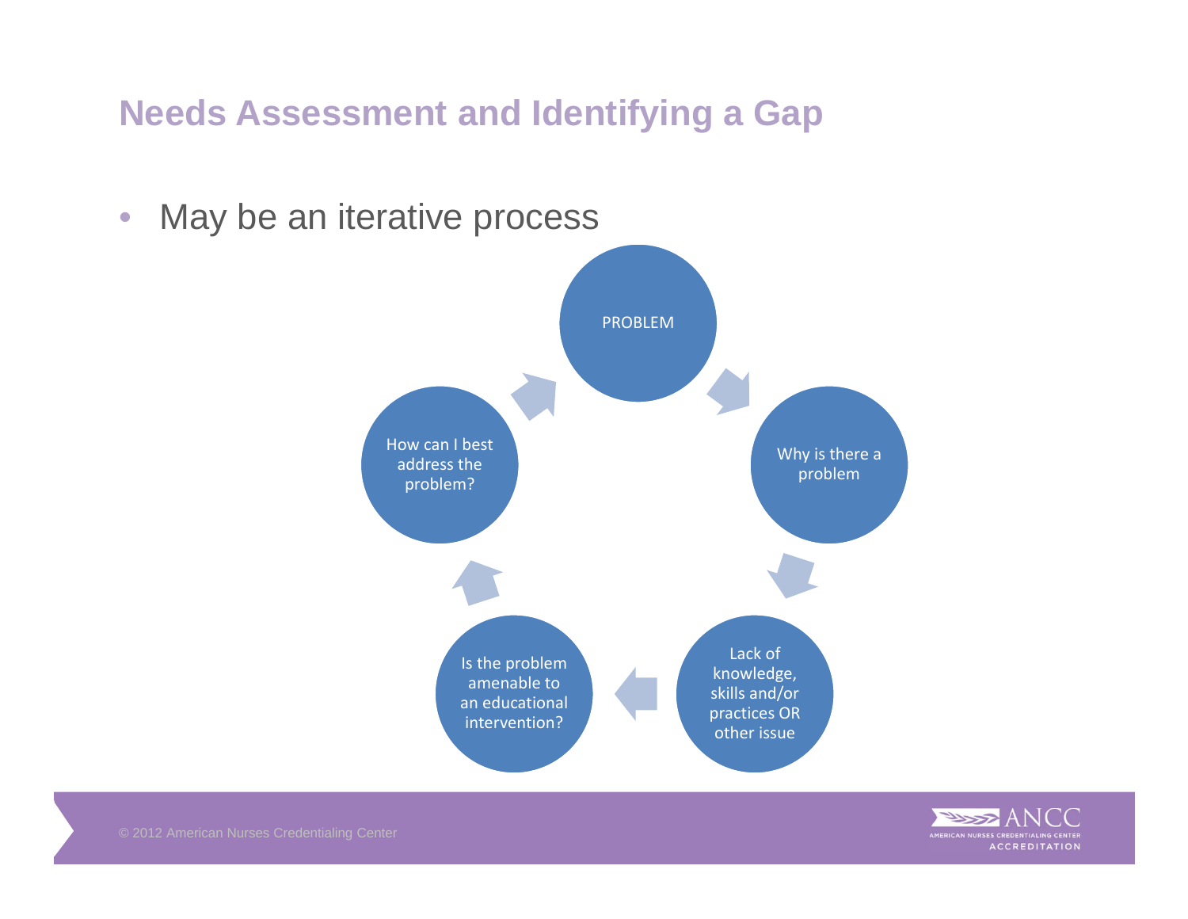## Needs Assessment and Identifying a Gap

- May be an iterative process

PROBLEM

Why is there a problem

Lack of knowledge, skills and/or practices OR other issue

Is the problem amenable to an educational intervention?

How can I best address the problem?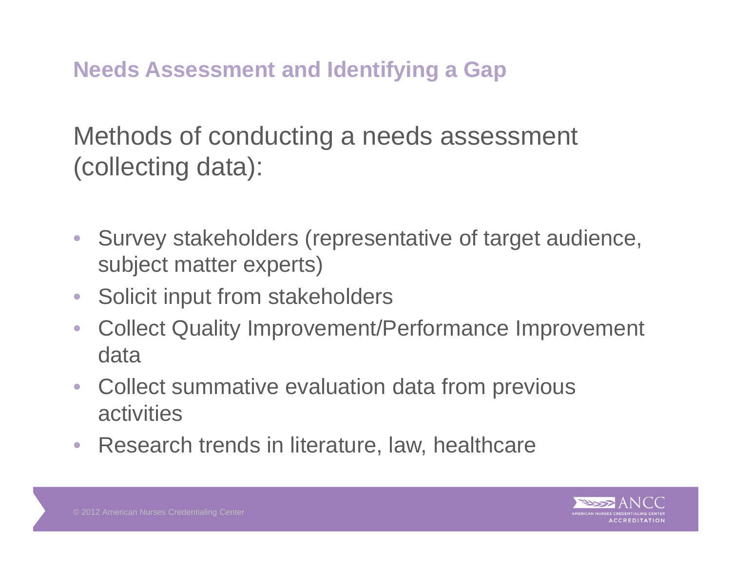## Needs Assessment and Identifying a Gap

Methods of conducting a needs assessment (collecting data):

- Survey stakeholders (representative of target audience, subject matter experts)
- Solicit input from stakeholders
- Collect Quality Improvement/Performance Improvement data
- Collect summative evaluation data from previous activities
- Research trends in literature, law, healthcare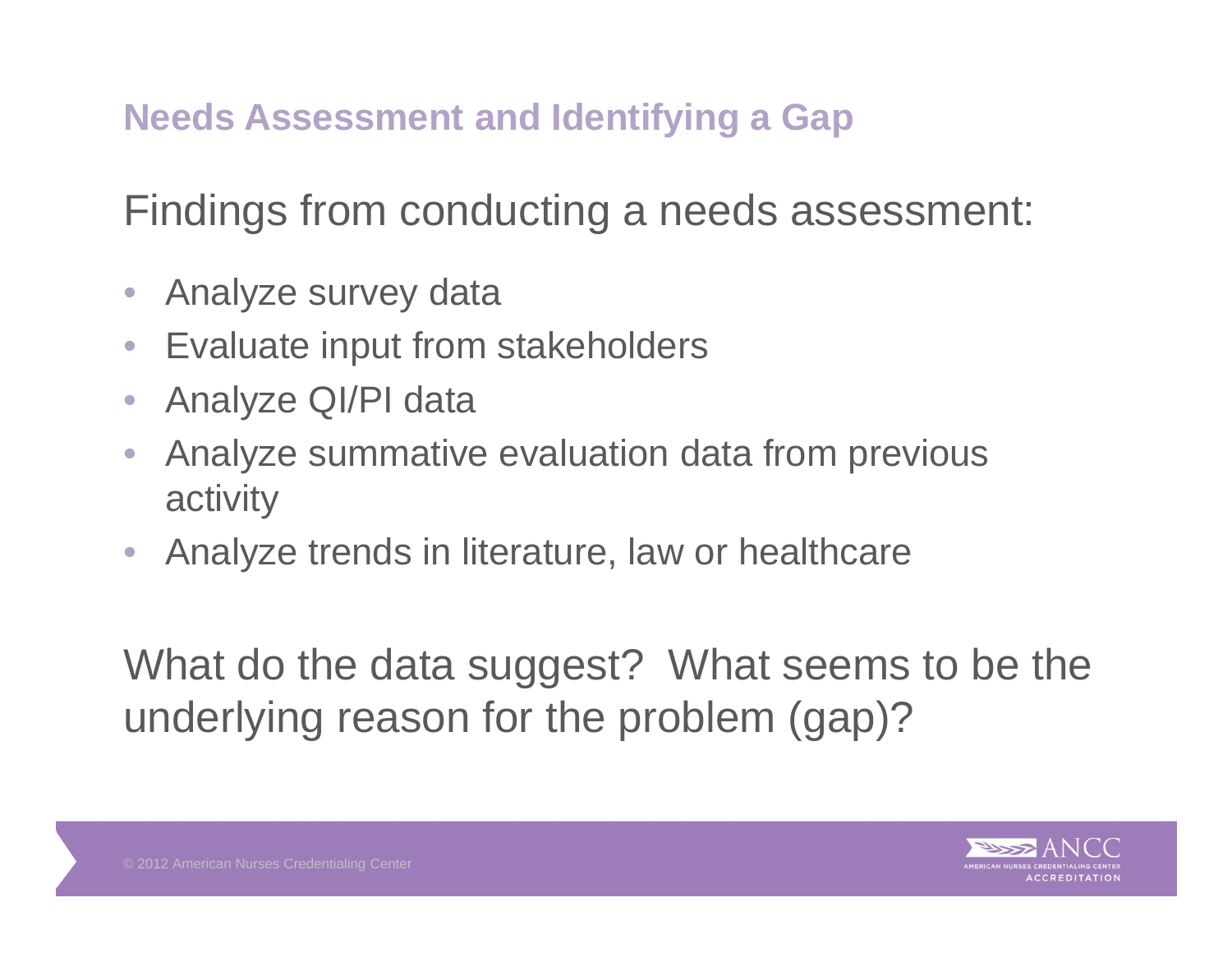## Needs Assessment and Identifying a Gap

Findings from conducting a needs assessment:

- Analyze survey data
- Evaluate input from stakeholders
- Analyze QI/PI data
- Analyze summative evaluation data from previous activity
- Analyze trends in literature, law or healthcare

What do the data suggest? What seems to be the underlying reason for the problem (gap)?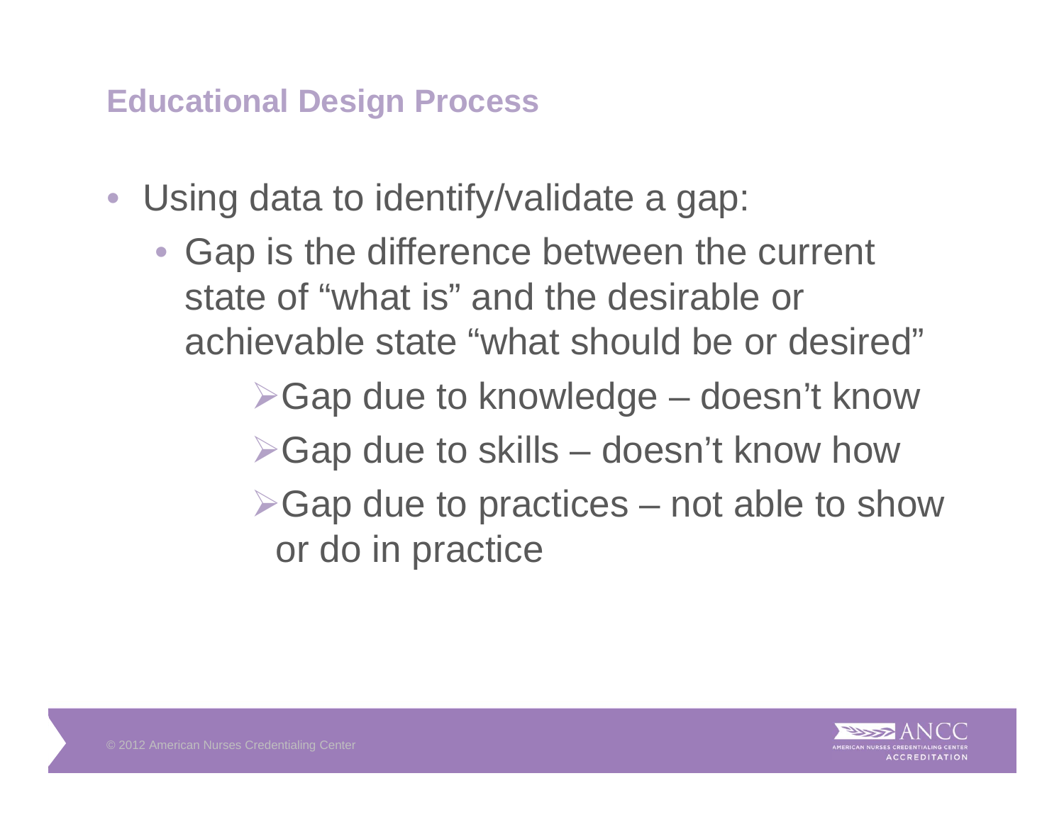## Educational Design Process

- Using data to identify/validate a gap:
  - Gap is the difference between the current state of “what is” and the desirable or achievable state “what should be or desired”
    - Gap due to knowledge – doesn’t know
    - Gap due to skills – doesn’t know how
    - Gap due to practices – not able to show or do in practice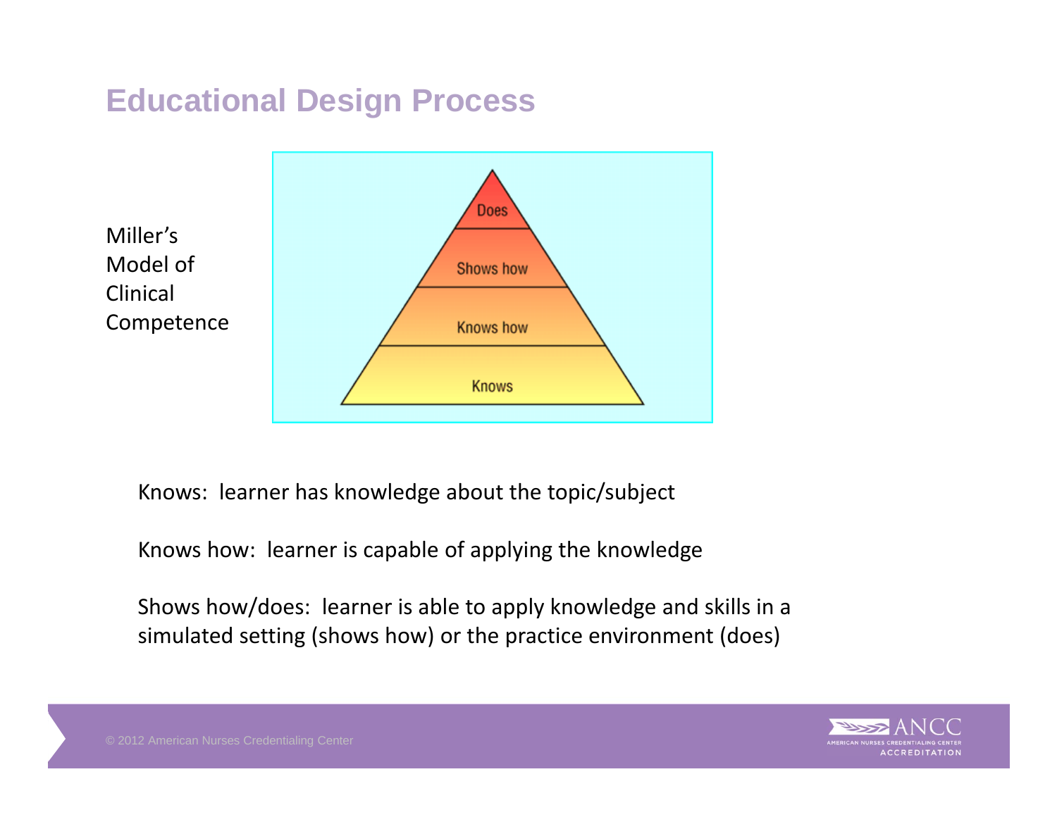# Educational Design Process

Miller's Model of Clinical Competence

Does

Shows how

Knows how

Knows

Knows: learner has knowledge about the topic/subject

Knows how: learner is capable of applying the knowledge

Shows how/does: learner is able to apply knowledge and skills in a simulated setting (shows how) or the practice environment (does)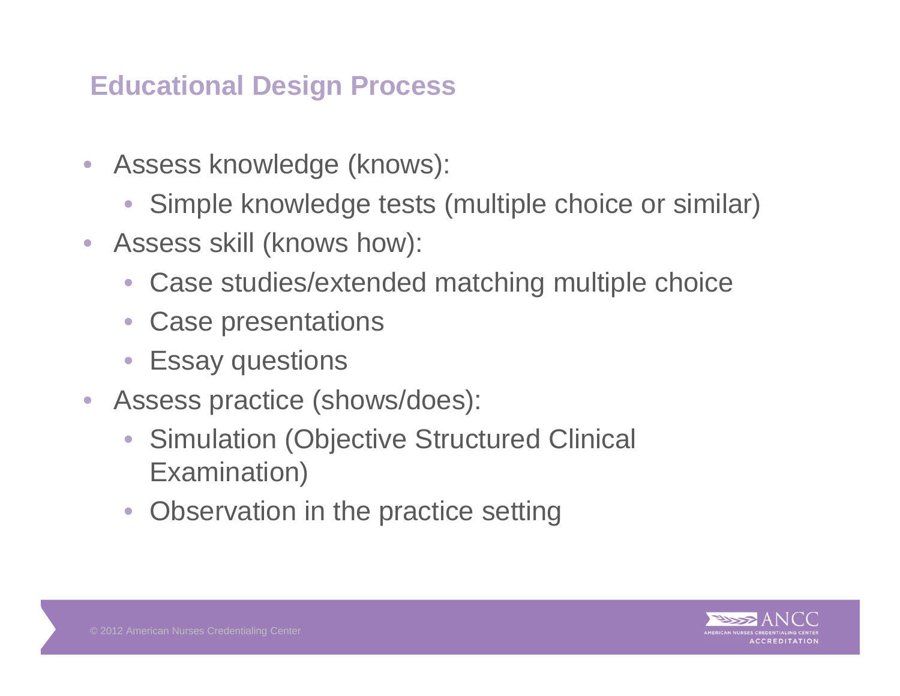# Educational Design Process

- Assess knowledge (knows):
  - Simple knowledge tests (multiple choice or similar)
- Assess skill (knows how):
  - Case studies/extended matching multiple choice
  - Case presentations
  - Essay questions
- Assess practice (shows/does):
  - Simulation (Objective Structured Clinical Examination)
  - Observation in the practice setting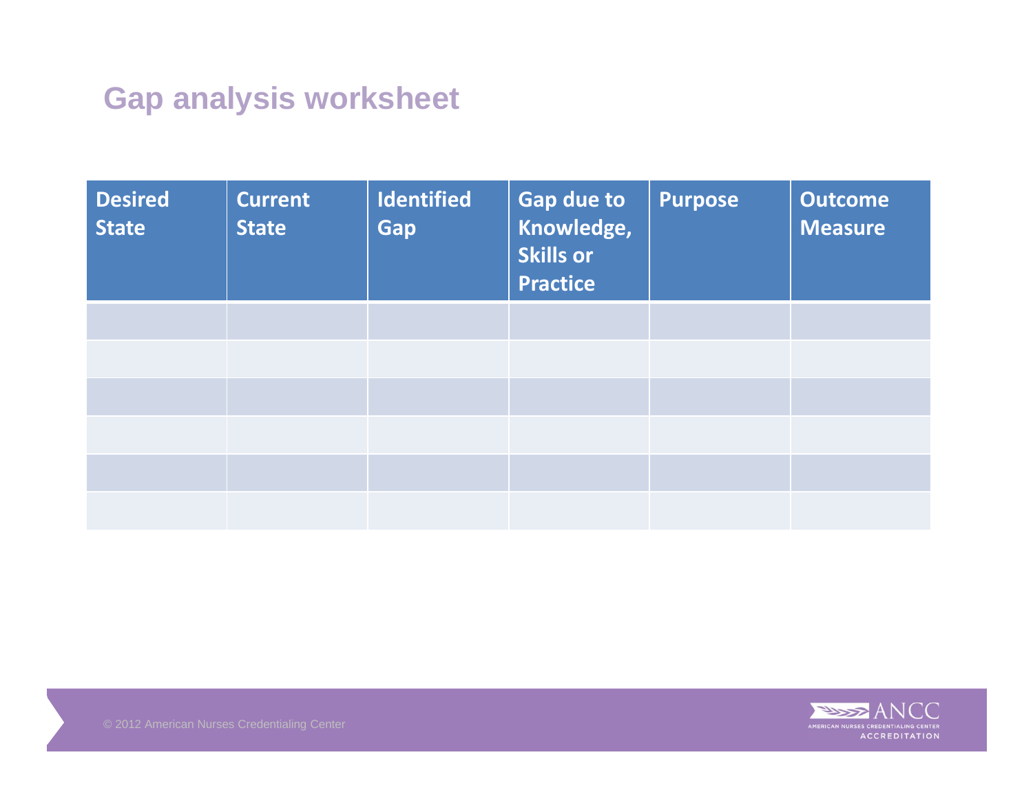# Gap analysis worksheet

| Desired State | Current State | Identified Gap | Gap due to Knowledge, Skills or Practice | Purpose | Outcome Measure |
|---|---|---|---|---|---|
| | | | | | |
| | | | | | |
| | | | | | |
| | | | | | |
| | | | | | |
| | | | | | |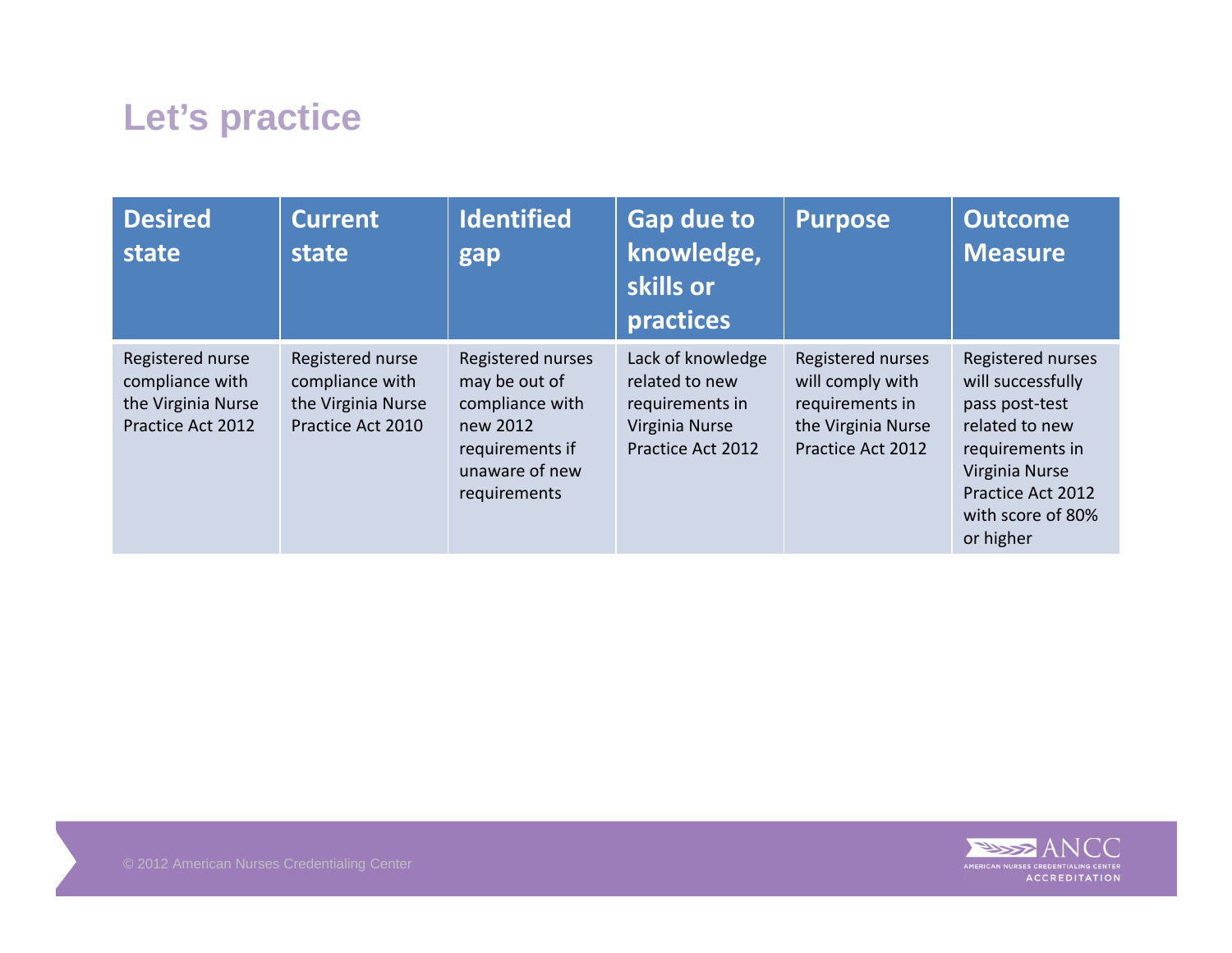# Let's practice

| Desired state | Current state | Identified gap | Gap due to knowledge, skills or practices | Purpose | Outcome Measure |
| --- | --- | --- | --- | --- | --- |
| Registered nurse compliance with the Virginia Nurse Practice Act 2012 | Registered nurse compliance with the Virginia Nurse Practice Act 2010 | Registered nurses may be out of compliance with new 2012 requirements if unaware of new requirements | Lack of knowledge related to new requirements in Virginia Nurse Practice Act 2012 | Registered nurses will comply with requirements in the Virginia Nurse Practice Act 2012 | Registered nurses will successfully pass post-test related to new requirements in Virginia Nurse Practice Act 2012 with score of 80% or higher |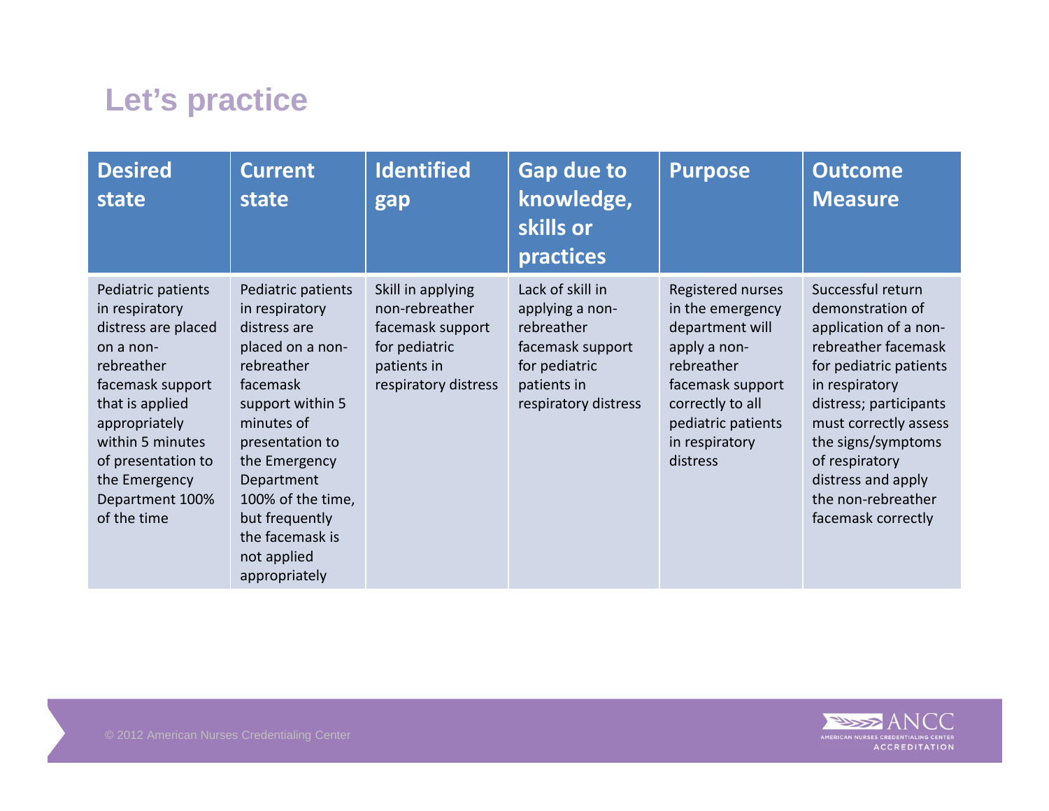## Let's practice

| Desired state | Current state | Identified gap | Gap due to knowledge, skills or practices | Purpose | Outcome Measure |
|---|---|---|---|---|---|
| Pediatric patients in respiratory distress are placed on a non-rebreather facemask support that is applied appropriately within 5 minutes of presentation to the Emergency Department 100% of the time | Pediatric patients in respiratory distress are placed on a non-rebreather facemask support within 5 minutes of presentation to the Emergency Department 100% of the time, but frequently the facemask is not applied appropriately | Skill in applying non-rebreather facemask support for pediatric patients in respiratory distress | Lack of skill in applying a non-rebreather facemask support for pediatric patients in respiratory distress | Registered nurses in the emergency department will apply a non-rebreather facemask support correctly to all pediatric patients in respiratory distress | Successful return demonstration of application of a non-rebreather facemask for pediatric patients in respiratory distress; participants must correctly assess the signs/symptoms of respiratory distress and apply the non-rebreather facemask correctly |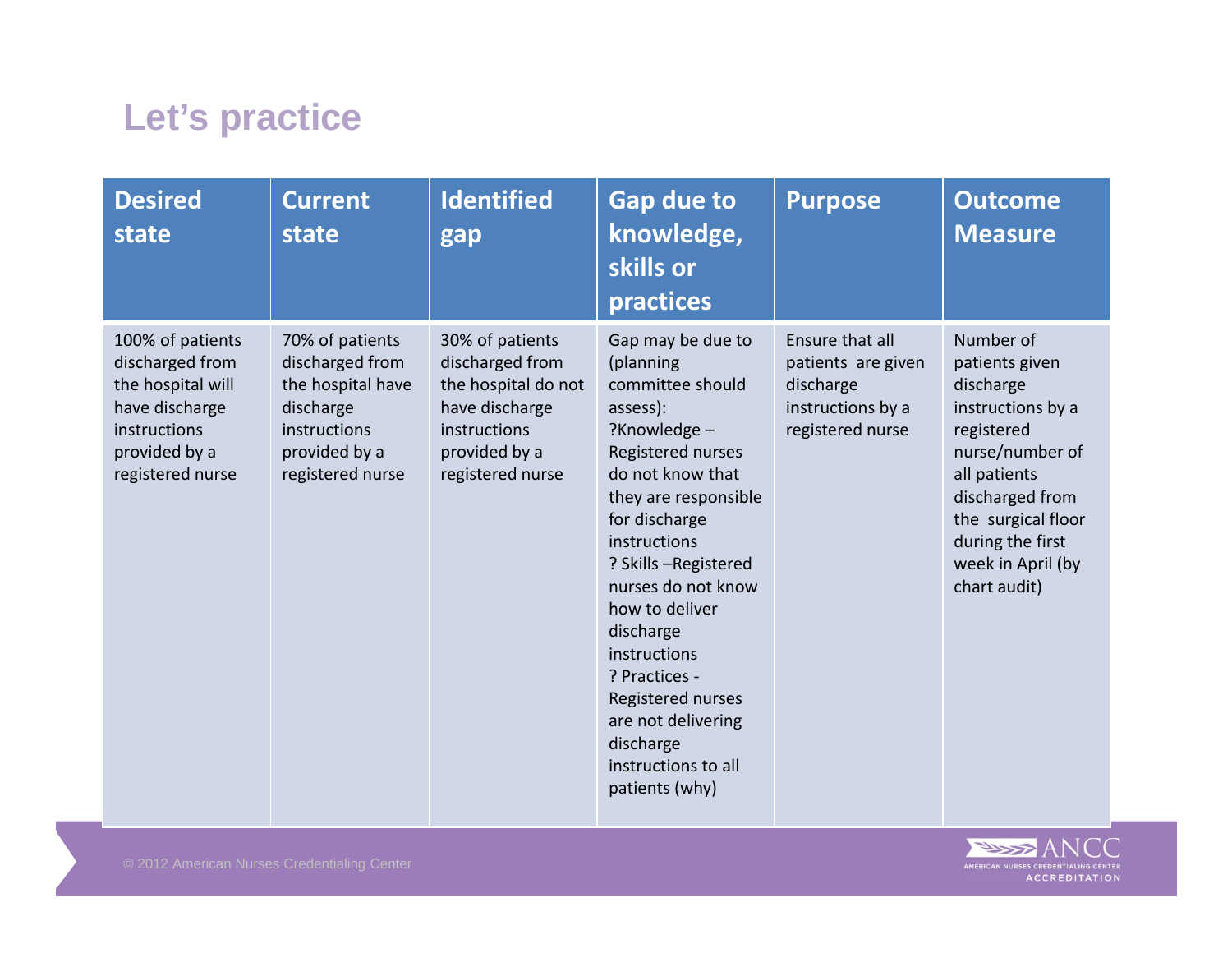# Let's practice

| Desired state | Current state | Identified gap | Gap due to knowledge, skills or practices | Purpose | Outcome Measure |
|---|---|---|---|---|---|
| 100% of patients discharged from the hospital will have discharge instructions provided by a registered nurse | 70% of patients discharged from the hospital have discharge instructions provided by a registered nurse | 30% of patients discharged from the hospital do not have discharge instructions provided by a registered nurse | Gap may be due to (planning committee should assess):<br>?Knowledge – Registered nurses do not know that they are responsible for discharge instructions<br>? Skills –Registered nurses do not know how to deliver discharge instructions<br>? Practices - Registered nurses are not delivering discharge instructions to all patients (why) | Ensure that all patients are given discharge instructions by a registered nurse | Number of patients given discharge instructions by a registered nurse/number of all patients discharged from the surgical floor during the first week in April (by chart audit) |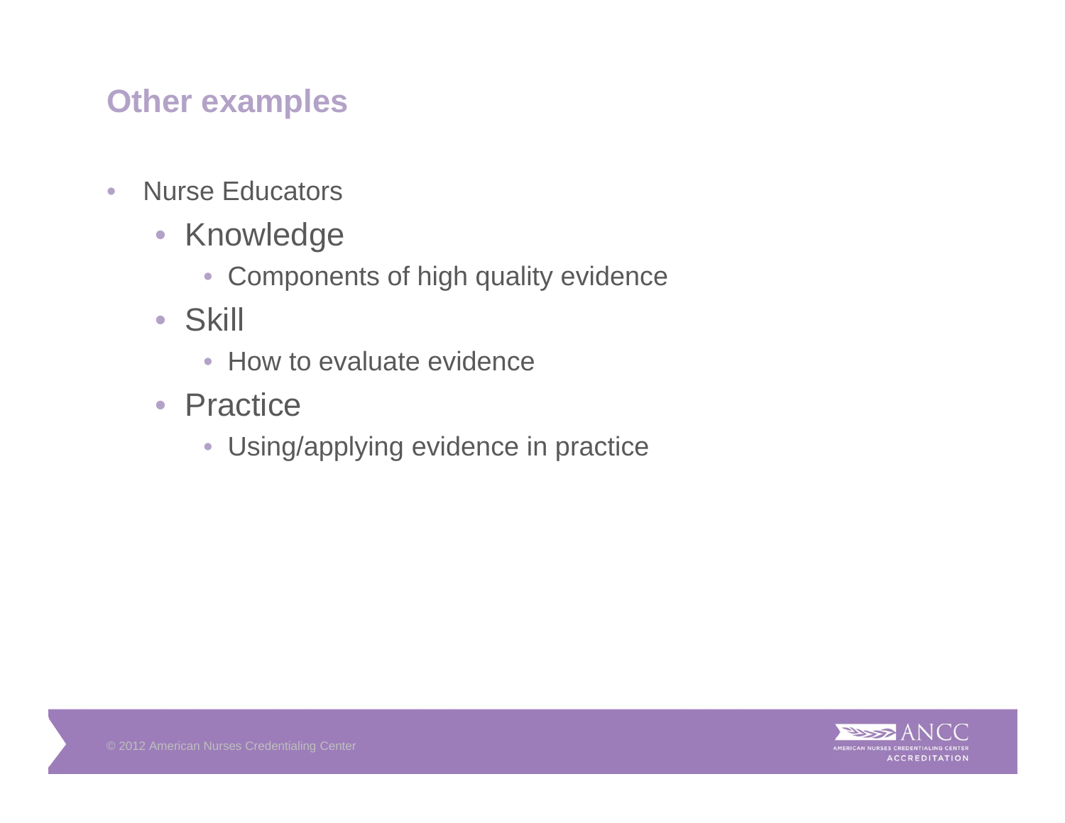# Other examples

- Nurse Educators
  - Knowledge
    - Components of high quality evidence
  - Skill
    - How to evaluate evidence
  - Practice
    - Using/applying evidence in practice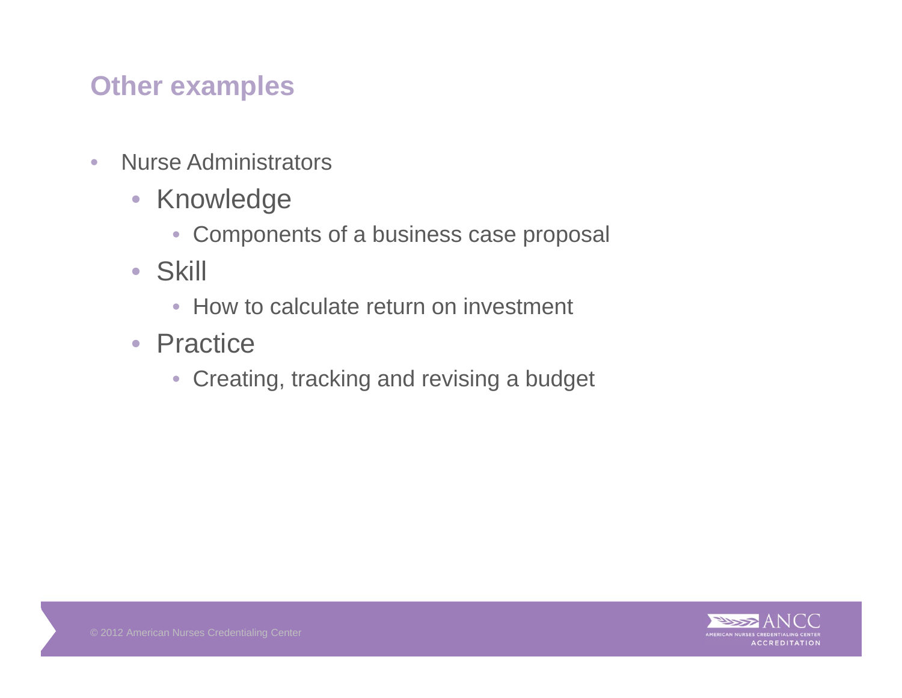## Other examples

- Nurse Administrators
  - Knowledge
    - Components of a business case proposal
  - Skill
    - How to calculate return on investment
  - Practice
    - Creating, tracking and revising a budget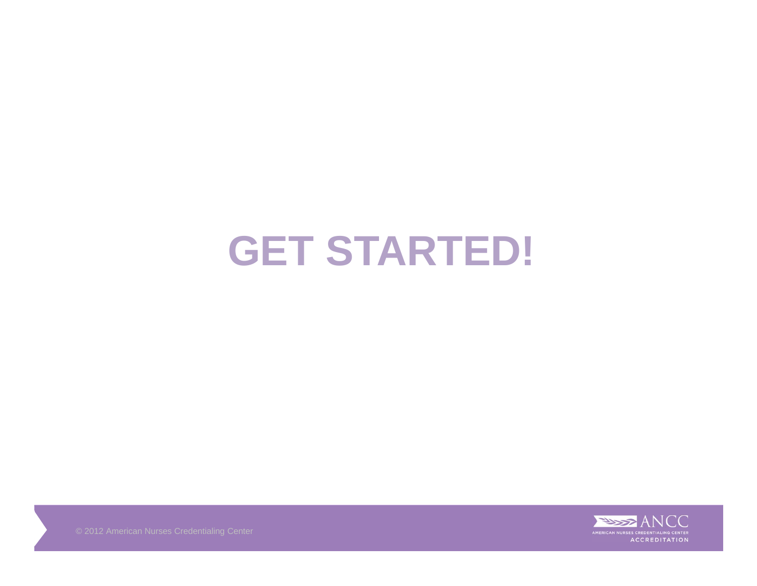# GET STARTED!